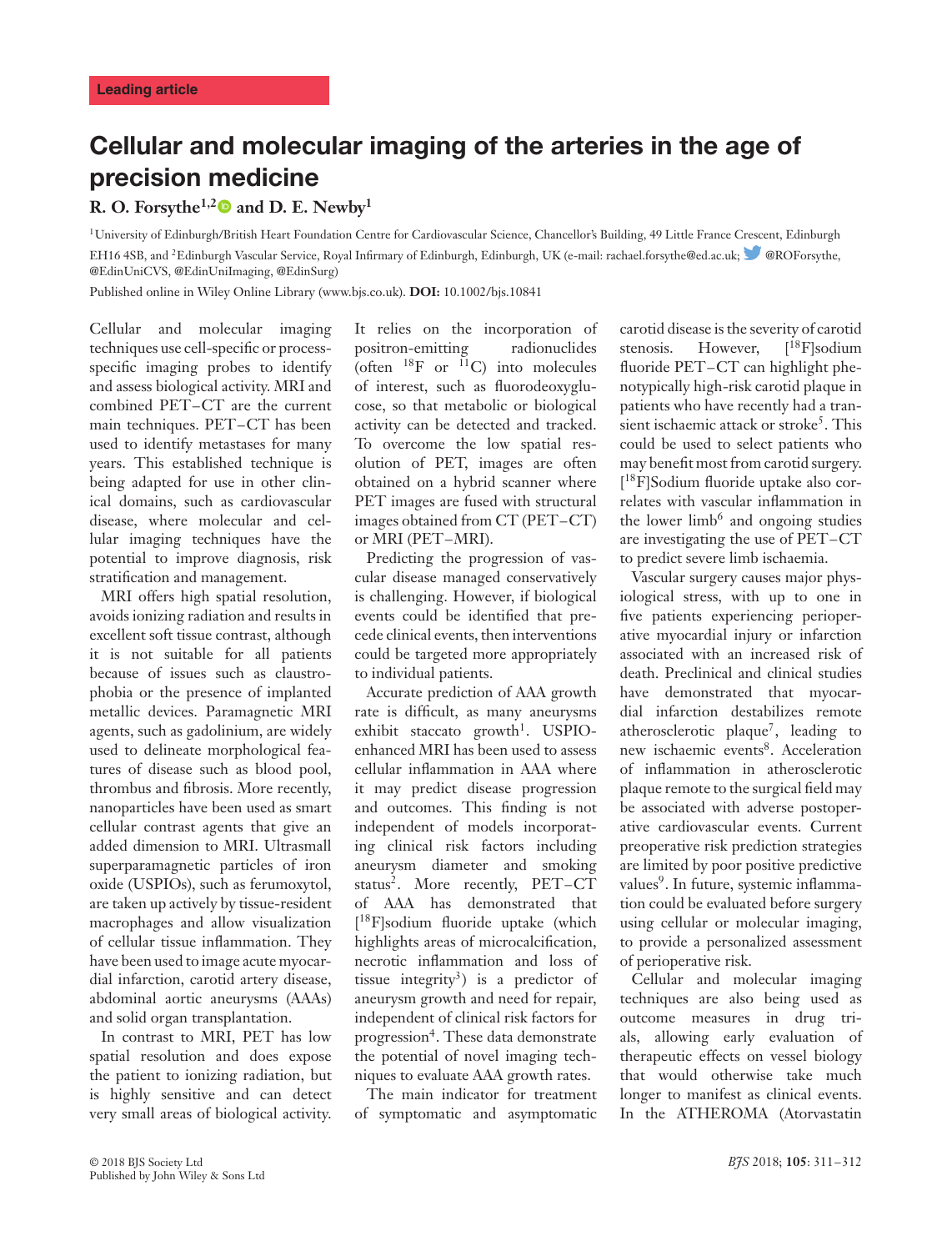Leading article

# Cellular and molecular imaging of the arteries in the age of precision medicine

**R. O. Forsythe[1,2] and D. E. Newby[1]**

[1]University of Edinburgh/British Heart Foundation Centre for Cardiovascular Science, Chancellor's Building, 49 Little France Crescent, Edinburgh EH16 4SB, and [2]Edinburgh Vascular Service, Royal Infirmary of Edinburgh, Edinburgh, UK (e-mail: rachael.forsythe@ed.ac.uk; @ROForsythe, @EdinUniCVS, @EdinUniImaging, @EdinSurg)

Published online in Wiley Online Library (www.bjs.co.uk). **DOI:** 10.1002/bjs.10841

Cellular and molecular imaging techniques use cell-specific or process-specific imaging probes to identify and assess biological activity. MRI and combined PET–CT are the current main techniques. PET–CT has been used to identify metastases for many years. This established technique is being adapted for use in other clinical domains, such as cardiovascular disease, where molecular and cellular imaging techniques have the potential to improve diagnosis, risk stratification and management.

MRI offers high spatial resolution, avoids ionizing radiation and results in excellent soft tissue contrast, although it is not suitable for all patients because of issues such as claustrophobia or the presence of implanted metallic devices. Paramagnetic MRI agents, such as gadolinium, are widely used to delineate morphological features of disease such as blood pool, thrombus and fibrosis. More recently, nanoparticles have been used as smart cellular contrast agents that give an added dimension to MRI. Ultrasmall superparamagnetic particles of iron oxide (USPIOs), such as ferumoxytol, are taken up actively by tissue-resident macrophages and allow visualization of cellular tissue inflammation. They have been used to image acute myocardial infarction, carotid artery disease, abdominal aortic aneurysms (AAAs) and solid organ transplantation.

In contrast to MRI, PET has low spatial resolution and does expose the patient to ionizing radiation, but is highly sensitive and can detect very small areas of biological activity. It relies on the incorporation of positron-emitting radionuclides (often $^{18}$F or $^{11}$C) into molecules of interest, such as fluorodeoxyglucose, so that metabolic or biological activity can be detected and tracked. To overcome the low spatial resolution of PET, images are often obtained on a hybrid scanner where PET images are fused with structural images obtained from CT (PET–CT) or MRI (PET–MRI).

Predicting the progression of vascular disease managed conservatively is challenging. However, if biological events could be identified that precede clinical events, then interventions could be targeted more appropriately to individual patients.

Accurate prediction of AAA growth rate is difficult, as many aneurysms exhibit staccato growth[1]. USPIO-enhanced MRI has been used to assess cellular inflammation in AAA where it may predict disease progression and outcomes. This finding is not independent of models incorporating clinical risk factors including aneurysm diameter and smoking status[2]. More recently, PET–CT of AAA has demonstrated that [$^{18}$F]sodium fluoride uptake (which highlights areas of microcalcification, necrotic inflammation and loss of tissue integrity[3]) is a predictor of aneurysm growth and need for repair, independent of clinical risk factors for progression[4]. These data demonstrate the potential of novel imaging techniques to evaluate AAA growth rates.

The main indicator for treatment of symptomatic and asymptomatic carotid disease is the severity of carotid stenosis. However, [$^{18}$F]sodium fluoride PET–CT can highlight phenotypically high-risk carotid plaque in patients who have recently had a transient ischaemic attack or stroke[5]. This could be used to select patients who may benefit most from carotid surgery. [$^{18}$F]Sodium fluoride uptake also correlates with vascular inflammation in the lower limb[6] and ongoing studies are investigating the use of PET–CT to predict severe limb ischaemia.

Vascular surgery causes major physiological stress, with up to one in five patients experiencing perioperative myocardial injury or infarction associated with an increased risk of death. Preclinical and clinical studies have demonstrated that myocardial infarction destabilizes remote atherosclerotic plaque[7], leading to new ischaemic events[8]. Acceleration of inflammation in atherosclerotic plaque remote to the surgical field may be associated with adverse postoperative cardiovascular events. Current preoperative risk prediction strategies are limited by poor positive predictive values[9]. In future, systemic inflammation could be evaluated before surgery using cellular or molecular imaging, to provide a personalized assessment of perioperative risk.

Cellular and molecular imaging techniques are also being used as outcome measures in drug trials, allowing early evaluation of therapeutic effects on vessel biology that would otherwise take much longer to manifest as clinical events. In the ATHEROMA (Atorvastatin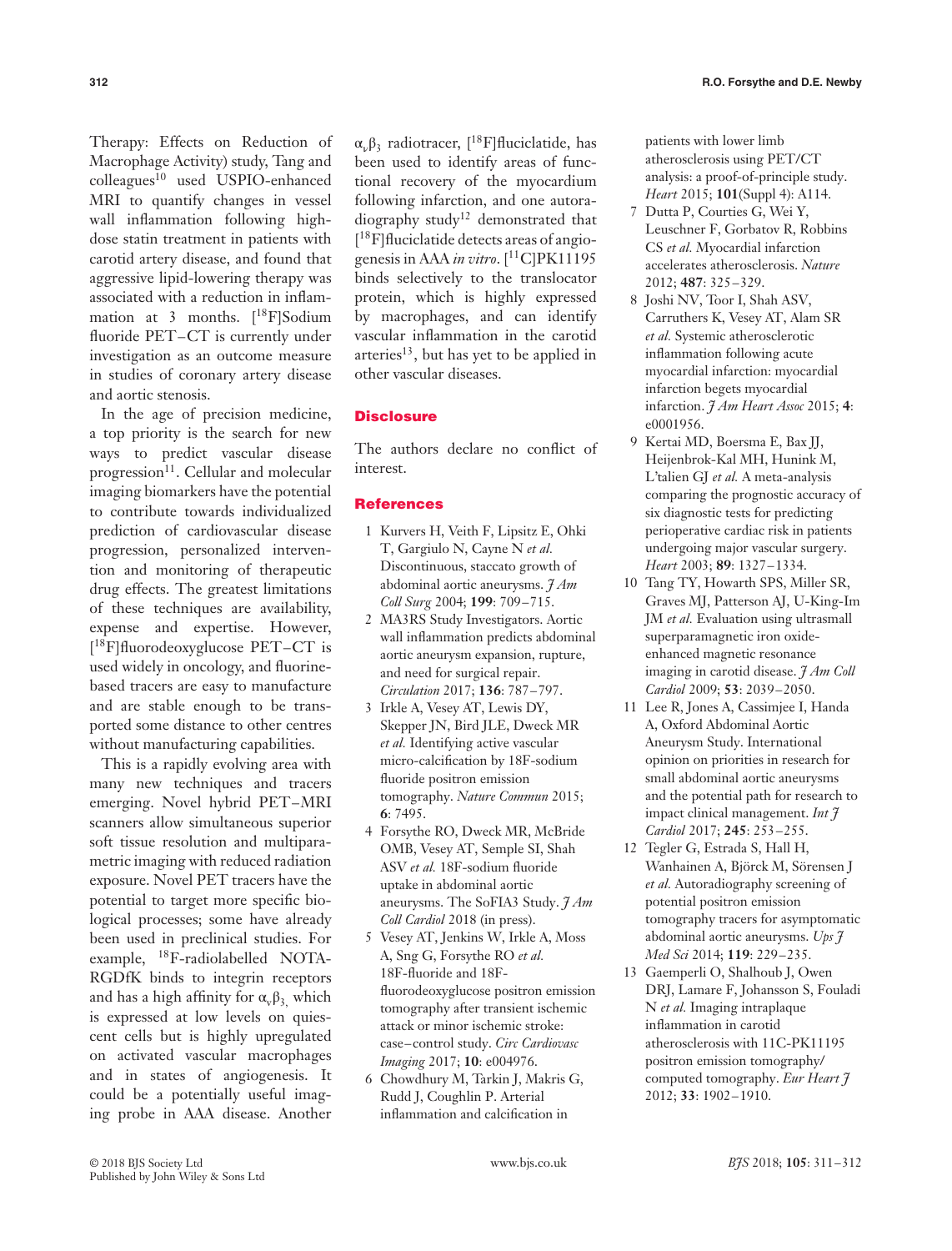Therapy: Effects on Reduction of Macrophage Activity) study, Tang and colleagues[10] used USPIO-enhanced MRI to quantify changes in vessel wall inflammation following high-dose statin treatment in patients with carotid artery disease, and found that aggressive lipid-lowering therapy was associated with a reduction in inflammation at 3 months. [$^{18}$F]Sodium fluoride PET–CT is currently under investigation as an outcome measure in studies of coronary artery disease and aortic stenosis.

In the age of precision medicine, a top priority is the search for new ways to predict vascular disease progression[11]. Cellular and molecular imaging biomarkers have the potential to contribute towards individualized prediction of cardiovascular disease progression, personalized intervention and monitoring of therapeutic drug effects. The greatest limitations of these techniques are availability, expense and expertise. However, [$^{18}$F]fluorodeoxyglucose PET–CT is used widely in oncology, and fluorine-based tracers are easy to manufacture and are stable enough to be transported some distance to other centres without manufacturing capabilities.

This is a rapidly evolving area with many new techniques and tracers emerging. Novel hybrid PET–MRI scanners allow simultaneous superior soft tissue resolution and multiparametric imaging with reduced radiation exposure. Novel PET tracers have the potential to target more specific biological processes; some have already been used in preclinical studies. For example, $^{18}$F-radiolabelled NOTA-RGDfK binds to integrin receptors and has a high affinity for $\alpha_v\beta_3$, which is expressed at low levels on quiescent cells but is highly upregulated on activated vascular macrophages and in states of angiogenesis. It could be a potentially useful imaging probe in AAA disease. Another $\alpha_v\beta_3$ radiotracer, [$^{18}$F]fluciclatide, has been used to identify areas of functional recovery of the myocardium following infarction, and one autoradiography study[12] demonstrated that [$^{18}$F]fluciclatide detects areas of angiogenesis in AAA *in vitro*. [$^{11}$C]PK11195 binds selectively to the translocator protein, which is highly expressed by macrophages, and can identify vascular inflammation in the carotid arteries[13], but has yet to be applied in other vascular diseases.

## Disclosure

The authors declare no conflict of interest.

## References

1. Kurvers H, Veith F, Lipsitz E, Ohki T, Gargiulo N, Cayne N *et al.* Discontinuous, staccato growth of abdominal aortic aneurysms. *J Am Coll Surg* 2004; **199**: 709–715.
2. MA3RS Study Investigators. Aortic wall inflammation predicts abdominal aortic aneurysm expansion, rupture, and need for surgical repair. *Circulation* 2017; **136**: 787–797.
3. Irkle A, Vesey AT, Lewis DY, Skepper JN, Bird JLE, Dweck MR *et al.* Identifying active vascular micro-calcification by 18F-sodium fluoride positron emission tomography. *Nature Commun* 2015; **6**: 7495.
4. Forsythe RO, Dweck MR, McBride OMB, Vesey AT, Semple SI, Shah ASV *et al.* 18F-sodium fluoride uptake in abdominal aortic aneurysms. The SoFIA3 Study. *J Am Coll Cardiol* 2018 (in press).
5. Vesey AT, Jenkins W, Irkle A, Moss A, Sng G, Forsythe RO *et al.* 18F-fluoride and 18F-fluorodeoxyglucose positron emission tomography after transient ischemic attack or minor ischemic stroke: case–control study. *Circ Cardiovasc Imaging* 2017; **10**: e004976.
6. Chowdhury M, Tarkin J, Makris G, Rudd J, Coughlin P. Arterial inflammation and calcification in patients with lower limb atherosclerosis using PET/CT analysis: a proof-of-principle study. *Heart* 2015; **101**(Suppl 4): A114.
7. Dutta P, Courties G, Wei Y, Leuschner F, Gorbatov R, Robbins CS *et al.* Myocardial infarction accelerates atherosclerosis. *Nature* 2012; **487**: 325–329.
8. Joshi NV, Toor I, Shah ASV, Carruthers K, Vesey AT, Alam SR *et al.* Systemic atherosclerotic inflammation following acute myocardial infarction: myocardial infarction begets myocardial infarction. *J Am Heart Assoc* 2015; **4**: e0001956.
9. Kertai MD, Boersma E, Bax JJ, Heijenbrok-Kal MH, Hunink M, L'talien GJ *et al.* A meta-analysis comparing the prognostic accuracy of six diagnostic tests for predicting perioperative cardiac risk in patients undergoing major vascular surgery. *Heart* 2003; **89**: 1327–1334.
10. Tang TY, Howarth SPS, Miller SR, Graves MJ, Patterson AJ, U-King-Im JM *et al.* Evaluation using ultrasmall superparamagnetic iron oxide-enhanced magnetic resonance imaging in carotid disease. *J Am Coll Cardiol* 2009; **53**: 2039–2050.
11. Lee R, Jones A, Cassimjee I, Handa A, Oxford Abdominal Aortic Aneurysm Study. International opinion on priorities in research for small abdominal aortic aneurysms and the potential path for research to impact clinical management. *Int J Cardiol* 2017; **245**: 253–255.
12. Tegler G, Estrada S, Hall H, Wanhainen A, Björck M, Sörensen J *et al.* Autoradiography screening of potential positron emission tomography tracers for asymptomatic abdominal aortic aneurysms. *Ups J Med Sci* 2014; **119**: 229–235.
13. Gaemperli O, Shalhoub J, Owen DRJ, Lamare F, Johansson S, Fouladi N *et al.* Imaging intraplaque inflammation in carotid atherosclerosis with 11C-PK11195 positron emission tomography/computed tomography. *Eur Heart J* 2012; **33**: 1902–1910.